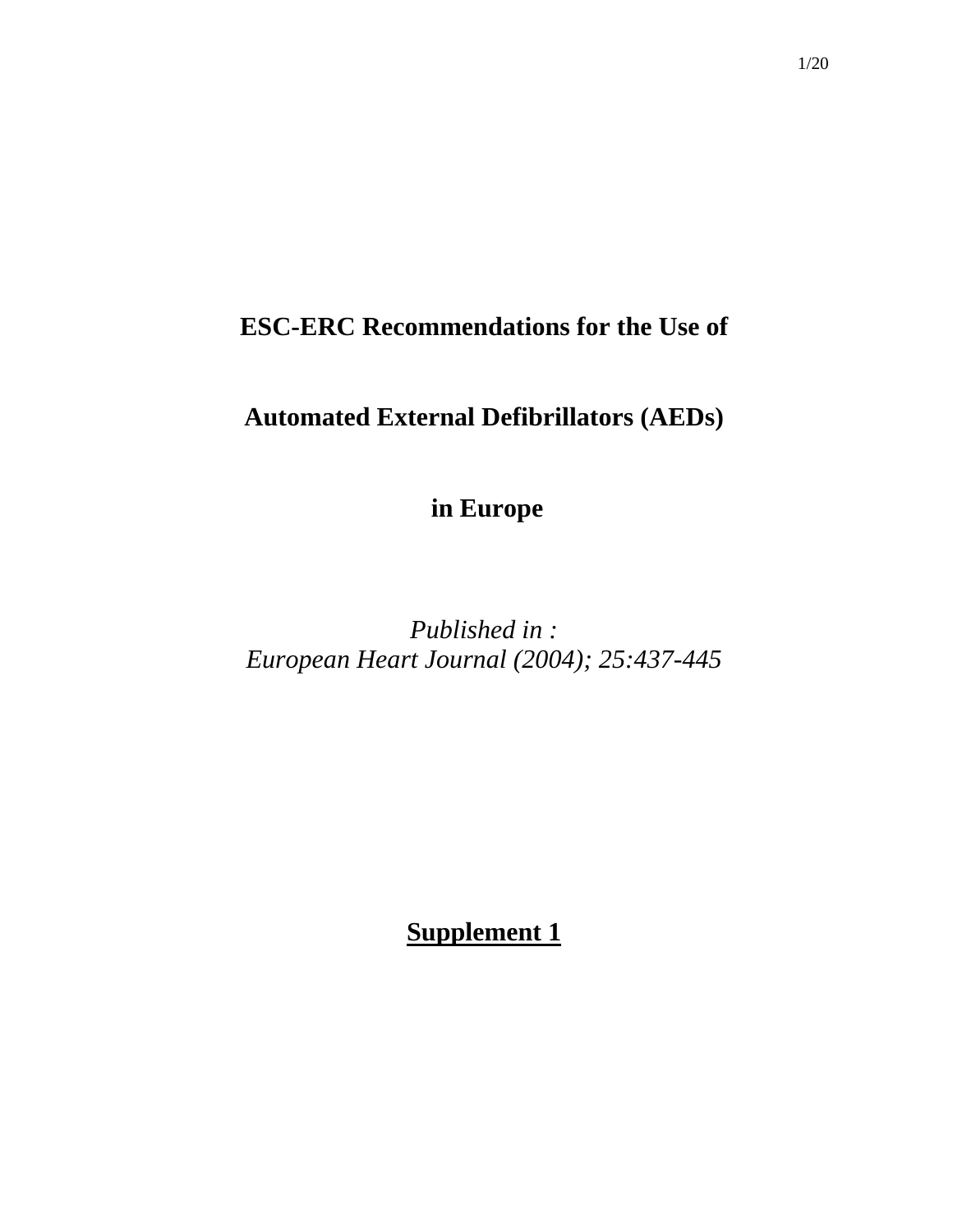# ESC-ERC Recommendations for the Use of

# Automated External Defibrillators (AEDs)

# in Europe

*Published in :*
*European Heart Journal (2004); 25:437-445*

## Supplement 1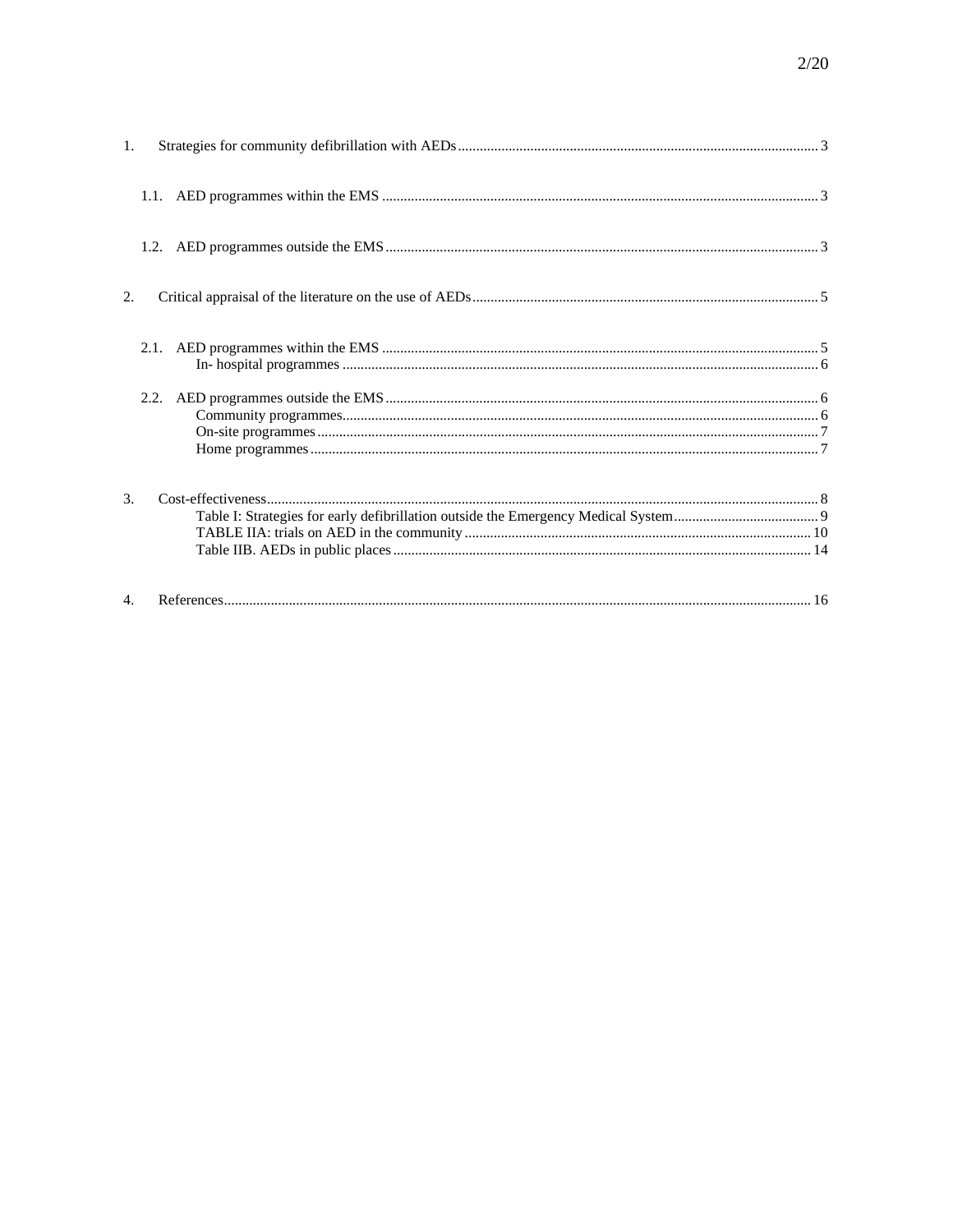1. Strategies for community defibrillation with AEDs .......... 3

 1.1. AED programmes within the EMS .......... 3

 1.2. AED programmes outside the EMS .......... 3

2. Critical appraisal of the literature on the use of AEDs .......... 5

 2.1. AED programmes within the EMS .......... 5
 In- hospital programmes .......... 6

 2.2. AED programmes outside the EMS .......... 6
 Community programmes .......... 6
 On-site programmes .......... 7
 Home programmes .......... 7

3. Cost-effectiveness .......... 8
 Table I: Strategies for early defibrillation outside the Emergency Medical System .......... 9
 TABLE IIA: trials on AED in the community .......... 10
 Table IIB. AEDs in public places .......... 14

4. References .......... 16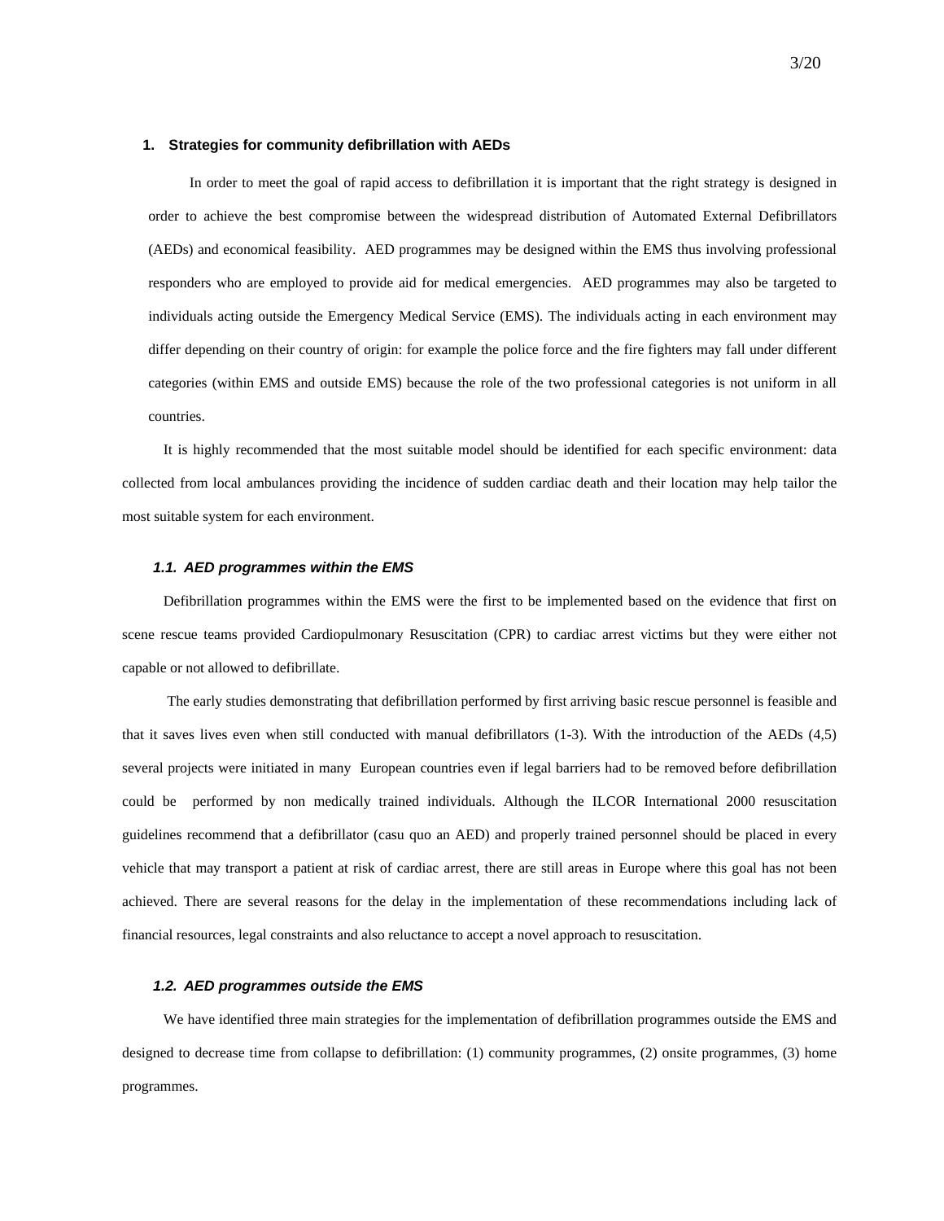## 1. Strategies for community defibrillation with AEDs

In order to meet the goal of rapid access to defibrillation it is important that the right strategy is designed in order to achieve the best compromise between the widespread distribution of Automated External Defibrillators (AEDs) and economical feasibility. AED programmes may be designed within the EMS thus involving professional responders who are employed to provide aid for medical emergencies. AED programmes may also be targeted to individuals acting outside the Emergency Medical Service (EMS). The individuals acting in each environment may differ depending on their country of origin: for example the police force and the fire fighters may fall under different categories (within EMS and outside EMS) because the role of the two professional categories is not uniform in all countries.

It is highly recommended that the most suitable model should be identified for each specific environment: data collected from local ambulances providing the incidence of sudden cardiac death and their location may help tailor the most suitable system for each environment.

### *1.1. AED programmes within the EMS*

Defibrillation programmes within the EMS were the first to be implemented based on the evidence that first on scene rescue teams provided Cardiopulmonary Resuscitation (CPR) to cardiac arrest victims but they were either not capable or not allowed to defibrillate.

The early studies demonstrating that defibrillation performed by first arriving basic rescue personnel is feasible and that it saves lives even when still conducted with manual defibrillators (1-3). With the introduction of the AEDs (4,5) several projects were initiated in many European countries even if legal barriers had to be removed before defibrillation could be performed by non medically trained individuals. Although the ILCOR International 2000 resuscitation guidelines recommend that a defibrillator (casu quo an AED) and properly trained personnel should be placed in every vehicle that may transport a patient at risk of cardiac arrest, there are still areas in Europe where this goal has not been achieved. There are several reasons for the delay in the implementation of these recommendations including lack of financial resources, legal constraints and also reluctance to accept a novel approach to resuscitation.

### *1.2. AED programmes outside the EMS*

We have identified three main strategies for the implementation of defibrillation programmes outside the EMS and designed to decrease time from collapse to defibrillation: (1) community programmes, (2) onsite programmes, (3) home programmes.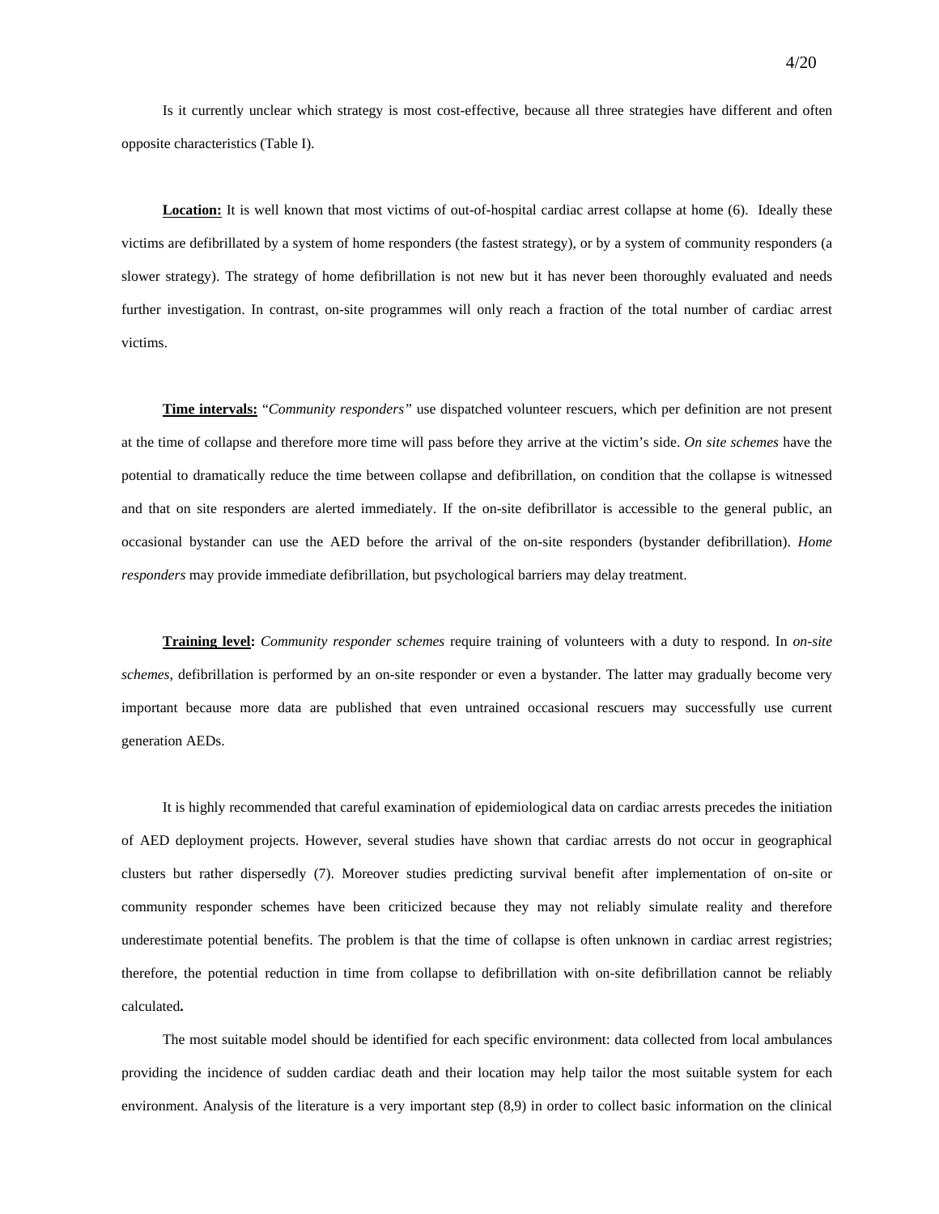Is it currently unclear which strategy is most cost-effective, because all three strategies have different and often opposite characteristics (Table I).

**Location:** It is well known that most victims of out-of-hospital cardiac arrest collapse at home (6). Ideally these victims are defibrillated by a system of home responders (the fastest strategy), or by a system of community responders (a slower strategy). The strategy of home defibrillation is not new but it has never been thoroughly evaluated and needs further investigation. In contrast, on-site programmes will only reach a fraction of the total number of cardiac arrest victims.

**Time intervals:** "*Community responders"* use dispatched volunteer rescuers, which per definition are not present at the time of collapse and therefore more time will pass before they arrive at the victim's side. *On site schemes* have the potential to dramatically reduce the time between collapse and defibrillation, on condition that the collapse is witnessed and that on site responders are alerted immediately. If the on-site defibrillator is accessible to the general public, an occasional bystander can use the AED before the arrival of the on-site responders (bystander defibrillation). *Home responders* may provide immediate defibrillation, but psychological barriers may delay treatment.

**Training level:** *Community responder schemes* require training of volunteers with a duty to respond. In *on-site schemes*, defibrillation is performed by an on-site responder or even a bystander. The latter may gradually become very important because more data are published that even untrained occasional rescuers may successfully use current generation AEDs.

It is highly recommended that careful examination of epidemiological data on cardiac arrests precedes the initiation of AED deployment projects. However, several studies have shown that cardiac arrests do not occur in geographical clusters but rather dispersedly (7). Moreover studies predicting survival benefit after implementation of on-site or community responder schemes have been criticized because they may not reliably simulate reality and therefore underestimate potential benefits. The problem is that the time of collapse is often unknown in cardiac arrest registries; therefore, the potential reduction in time from collapse to defibrillation with on-site defibrillation cannot be reliably calculated**.**

The most suitable model should be identified for each specific environment: data collected from local ambulances providing the incidence of sudden cardiac death and their location may help tailor the most suitable system for each environment. Analysis of the literature is a very important step (8,9) in order to collect basic information on the clinical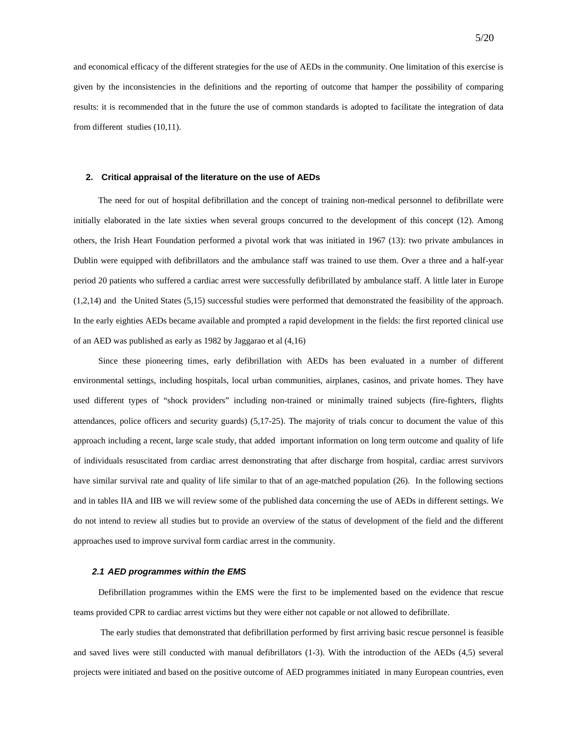and economical efficacy of the different strategies for the use of AEDs in the community. One limitation of this exercise is given by the inconsistencies in the definitions and the reporting of outcome that hamper the possibility of comparing results: it is recommended that in the future the use of common standards is adopted to facilitate the integration of data from different studies (10,11).

## 2. Critical appraisal of the literature on the use of AEDs

The need for out of hospital defibrillation and the concept of training non-medical personnel to defibrillate were initially elaborated in the late sixties when several groups concurred to the development of this concept (12). Among others, the Irish Heart Foundation performed a pivotal work that was initiated in 1967 (13): two private ambulances in Dublin were equipped with defibrillators and the ambulance staff was trained to use them. Over a three and a half-year period 20 patients who suffered a cardiac arrest were successfully defibrillated by ambulance staff. A little later in Europe (1,2,14) and the United States (5,15) successful studies were performed that demonstrated the feasibility of the approach. In the early eighties AEDs became available and prompted a rapid development in the fields: the first reported clinical use of an AED was published as early as 1982 by Jaggarao et al (4,16)

Since these pioneering times, early defibrillation with AEDs has been evaluated in a number of different environmental settings, including hospitals, local urban communities, airplanes, casinos, and private homes. They have used different types of "shock providers" including non-trained or minimally trained subjects (fire-fighters, flights attendances, police officers and security guards) (5,17-25). The majority of trials concur to document the value of this approach including a recent, large scale study, that added important information on long term outcome and quality of life of individuals resuscitated from cardiac arrest demonstrating that after discharge from hospital, cardiac arrest survivors have similar survival rate and quality of life similar to that of an age-matched population (26). In the following sections and in tables IIA and IIB we will review some of the published data concerning the use of AEDs in different settings. We do not intend to review all studies but to provide an overview of the status of development of the field and the different approaches used to improve survival form cardiac arrest in the community.

### *2.1 AED programmes within the EMS*

Defibrillation programmes within the EMS were the first to be implemented based on the evidence that rescue teams provided CPR to cardiac arrest victims but they were either not capable or not allowed to defibrillate.

The early studies that demonstrated that defibrillation performed by first arriving basic rescue personnel is feasible and saved lives were still conducted with manual defibrillators (1-3). With the introduction of the AEDs (4,5) several projects were initiated and based on the positive outcome of AED programmes initiated in many European countries, even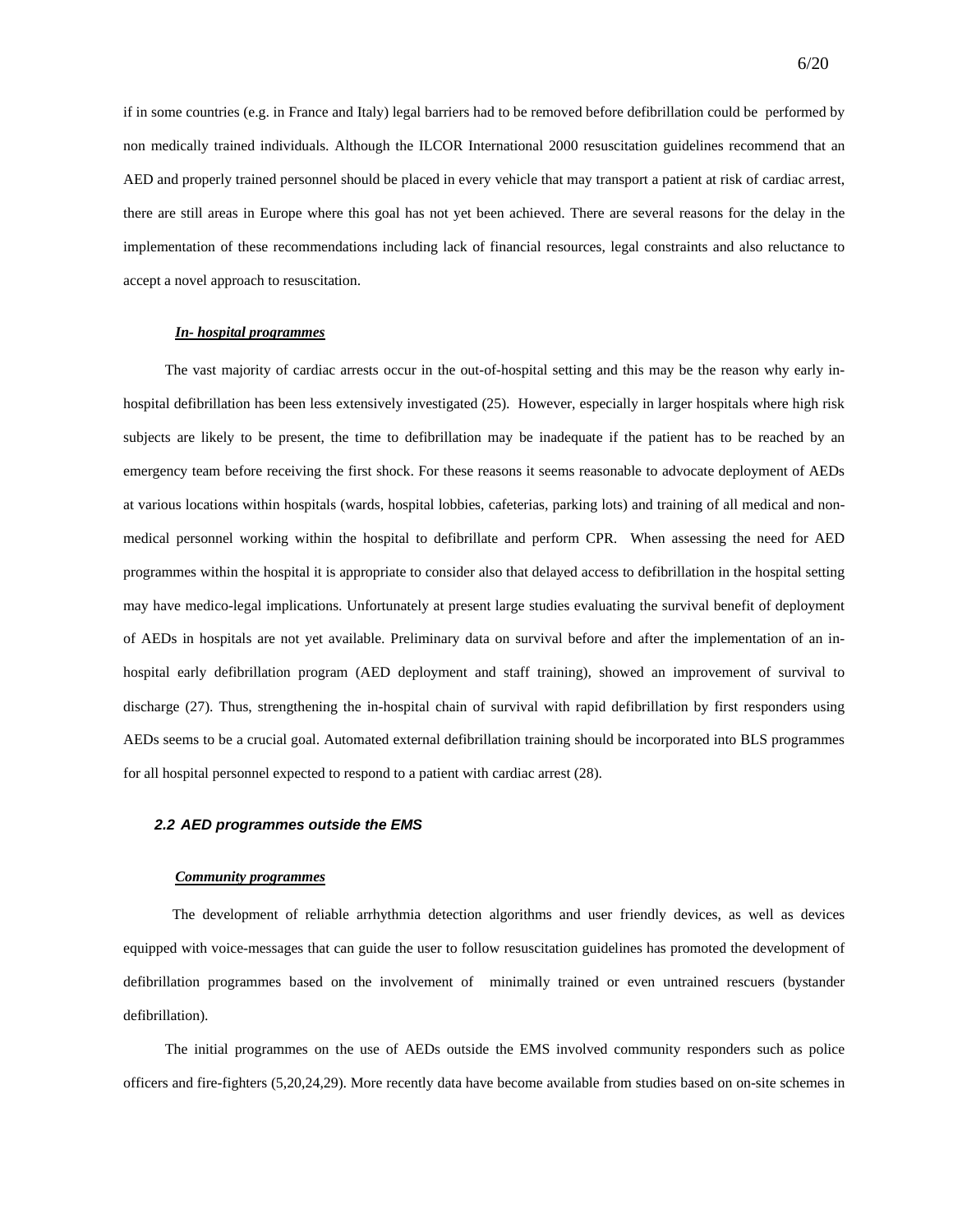if in some countries (e.g. in France and Italy) legal barriers had to be removed before defibrillation could be performed by non medically trained individuals. Although the ILCOR International 2000 resuscitation guidelines recommend that an AED and properly trained personnel should be placed in every vehicle that may transport a patient at risk of cardiac arrest, there are still areas in Europe where this goal has not yet been achieved. There are several reasons for the delay in the implementation of these recommendations including lack of financial resources, legal constraints and also reluctance to accept a novel approach to resuscitation.

***In- hospital programmes***

The vast majority of cardiac arrests occur in the out-of-hospital setting and this may be the reason why early in-hospital defibrillation has been less extensively investigated (25). However, especially in larger hospitals where high risk subjects are likely to be present, the time to defibrillation may be inadequate if the patient has to be reached by an emergency team before receiving the first shock. For these reasons it seems reasonable to advocate deployment of AEDs at various locations within hospitals (wards, hospital lobbies, cafeterias, parking lots) and training of all medical and non-medical personnel working within the hospital to defibrillate and perform CPR. When assessing the need for AED programmes within the hospital it is appropriate to consider also that delayed access to defibrillation in the hospital setting may have medico-legal implications. Unfortunately at present large studies evaluating the survival benefit of deployment of AEDs in hospitals are not yet available. Preliminary data on survival before and after the implementation of an in-hospital early defibrillation program (AED deployment and staff training), showed an improvement of survival to discharge (27). Thus, strengthening the in-hospital chain of survival with rapid defibrillation by first responders using AEDs seems to be a crucial goal. Automated external defibrillation training should be incorporated into BLS programmes for all hospital personnel expected to respond to a patient with cardiac arrest (28).

### *2.2 AED programmes outside the EMS*

***Community programmes***

The development of reliable arrhythmia detection algorithms and user friendly devices, as well as devices equipped with voice-messages that can guide the user to follow resuscitation guidelines has promoted the development of defibrillation programmes based on the involvement of minimally trained or even untrained rescuers (bystander defibrillation).

The initial programmes on the use of AEDs outside the EMS involved community responders such as police officers and fire-fighters (5,20,24,29). More recently data have become available from studies based on on-site schemes in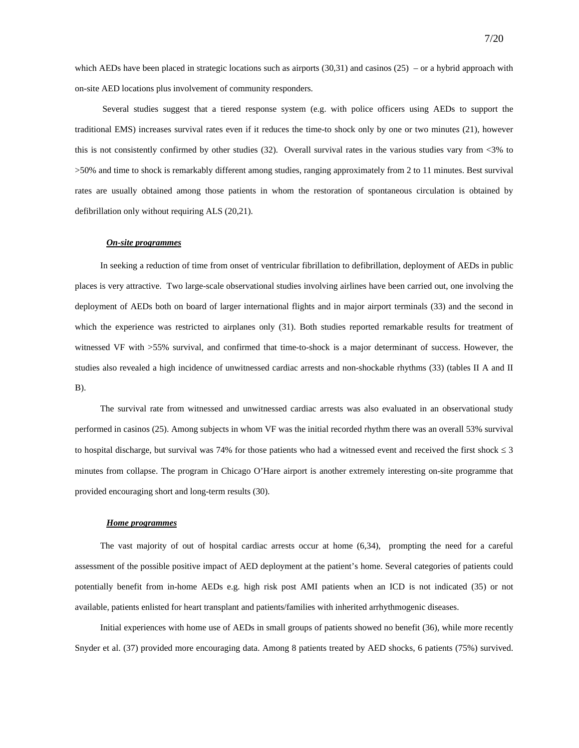which AEDs have been placed in strategic locations such as airports (30,31) and casinos (25) – or a hybrid approach with on-site AED locations plus involvement of community responders.

Several studies suggest that a tiered response system (e.g. with police officers using AEDs to support the traditional EMS) increases survival rates even if it reduces the time-to shock only by one or two minutes (21), however this is not consistently confirmed by other studies (32). Overall survival rates in the various studies vary from <3% to >50% and time to shock is remarkably different among studies, ranging approximately from 2 to 11 minutes. Best survival rates are usually obtained among those patients in whom the restoration of spontaneous circulation is obtained by defibrillation only without requiring ALS (20,21).

***On-site programmes***

In seeking a reduction of time from onset of ventricular fibrillation to defibrillation, deployment of AEDs in public places is very attractive. Two large-scale observational studies involving airlines have been carried out, one involving the deployment of AEDs both on board of larger international flights and in major airport terminals (33) and the second in which the experience was restricted to airplanes only (31). Both studies reported remarkable results for treatment of witnessed VF with >55% survival, and confirmed that time-to-shock is a major determinant of success. However, the studies also revealed a high incidence of unwitnessed cardiac arrests and non-shockable rhythms (33) (tables II A and II B).

The survival rate from witnessed and unwitnessed cardiac arrests was also evaluated in an observational study performed in casinos (25). Among subjects in whom VF was the initial recorded rhythm there was an overall 53% survival to hospital discharge, but survival was 74% for those patients who had a witnessed event and received the first shock ≤ 3 minutes from collapse. The program in Chicago O'Hare airport is another extremely interesting on-site programme that provided encouraging short and long-term results (30).

***Home programmes***

The vast majority of out of hospital cardiac arrests occur at home (6,34), prompting the need for a careful assessment of the possible positive impact of AED deployment at the patient's home. Several categories of patients could potentially benefit from in-home AEDs e.g. high risk post AMI patients when an ICD is not indicated (35) or not available, patients enlisted for heart transplant and patients/families with inherited arrhythmogenic diseases.

Initial experiences with home use of AEDs in small groups of patients showed no benefit (36), while more recently Snyder et al. (37) provided more encouraging data. Among 8 patients treated by AED shocks, 6 patients (75%) survived.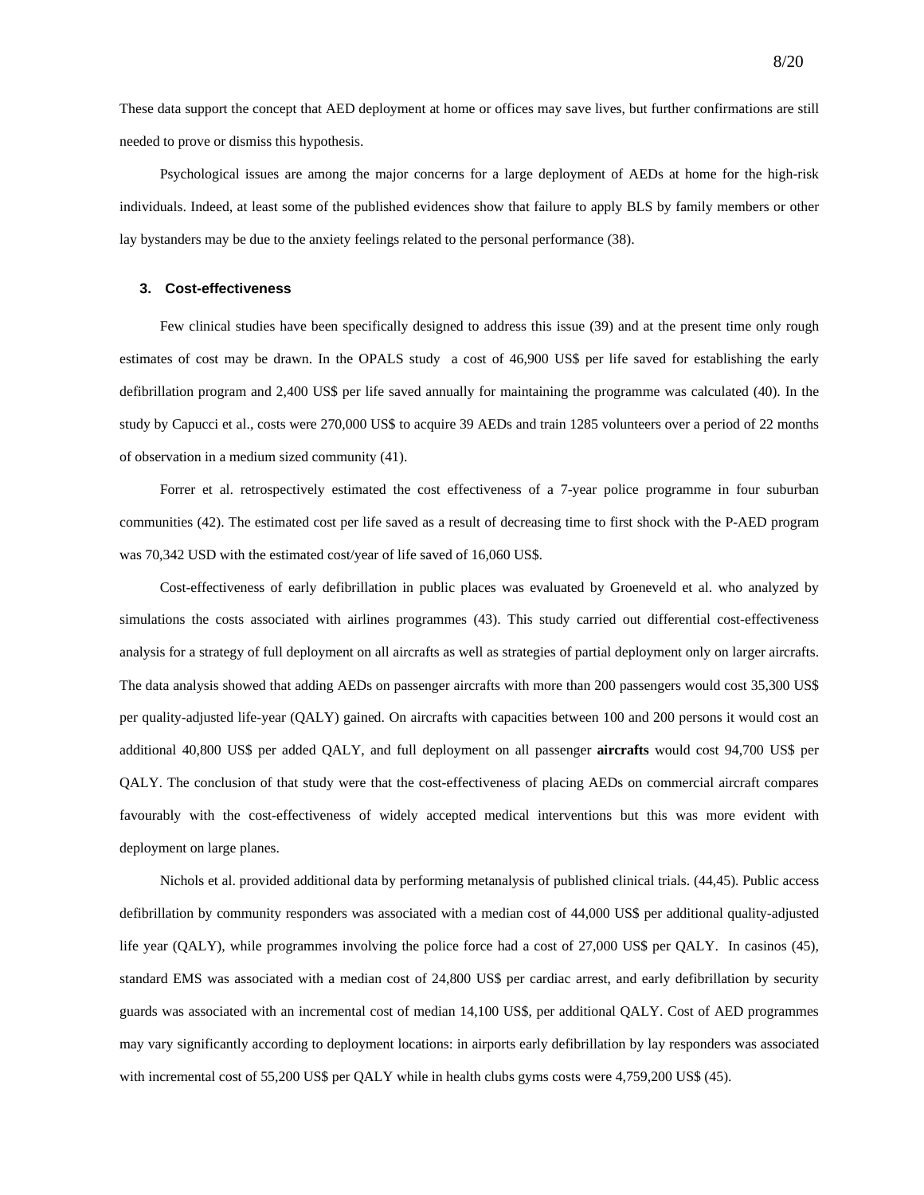These data support the concept that AED deployment at home or offices may save lives, but further confirmations are still needed to prove or dismiss this hypothesis.

Psychological issues are among the major concerns for a large deployment of AEDs at home for the high-risk individuals. Indeed, at least some of the published evidences show that failure to apply BLS by family members or other lay bystanders may be due to the anxiety feelings related to the personal performance (38).

### 3. Cost-effectiveness

Few clinical studies have been specifically designed to address this issue (39) and at the present time only rough estimates of cost may be drawn. In the OPALS study a cost of 46,900 US$ per life saved for establishing the early defibrillation program and 2,400 US$ per life saved annually for maintaining the programme was calculated (40). In the study by Capucci et al., costs were 270,000 US$ to acquire 39 AEDs and train 1285 volunteers over a period of 22 months of observation in a medium sized community (41).

Forrer et al. retrospectively estimated the cost effectiveness of a 7-year police programme in four suburban communities (42). The estimated cost per life saved as a result of decreasing time to first shock with the P-AED program was 70,342 USD with the estimated cost/year of life saved of 16,060 US$.

Cost-effectiveness of early defibrillation in public places was evaluated by Groeneveld et al. who analyzed by simulations the costs associated with airlines programmes (43). This study carried out differential cost-effectiveness analysis for a strategy of full deployment on all aircrafts as well as strategies of partial deployment only on larger aircrafts. The data analysis showed that adding AEDs on passenger aircrafts with more than 200 passengers would cost 35,300 US$ per quality-adjusted life-year (QALY) gained. On aircrafts with capacities between 100 and 200 persons it would cost an additional 40,800 US$ per added QALY, and full deployment on all passenger **aircrafts** would cost 94,700 US$ per QALY. The conclusion of that study were that the cost-effectiveness of placing AEDs on commercial aircraft compares favourably with the cost-effectiveness of widely accepted medical interventions but this was more evident with deployment on large planes.

Nichols et al. provided additional data by performing metanalysis of published clinical trials. (44,45). Public access defibrillation by community responders was associated with a median cost of 44,000 US$ per additional quality-adjusted life year (QALY), while programmes involving the police force had a cost of 27,000 US$ per QALY. In casinos (45), standard EMS was associated with a median cost of 24,800 US$ per cardiac arrest, and early defibrillation by security guards was associated with an incremental cost of median 14,100 US$, per additional QALY. Cost of AED programmes may vary significantly according to deployment locations: in airports early defibrillation by lay responders was associated with incremental cost of 55,200 US$ per QALY while in health clubs gyms costs were 4,759,200 US$ (45).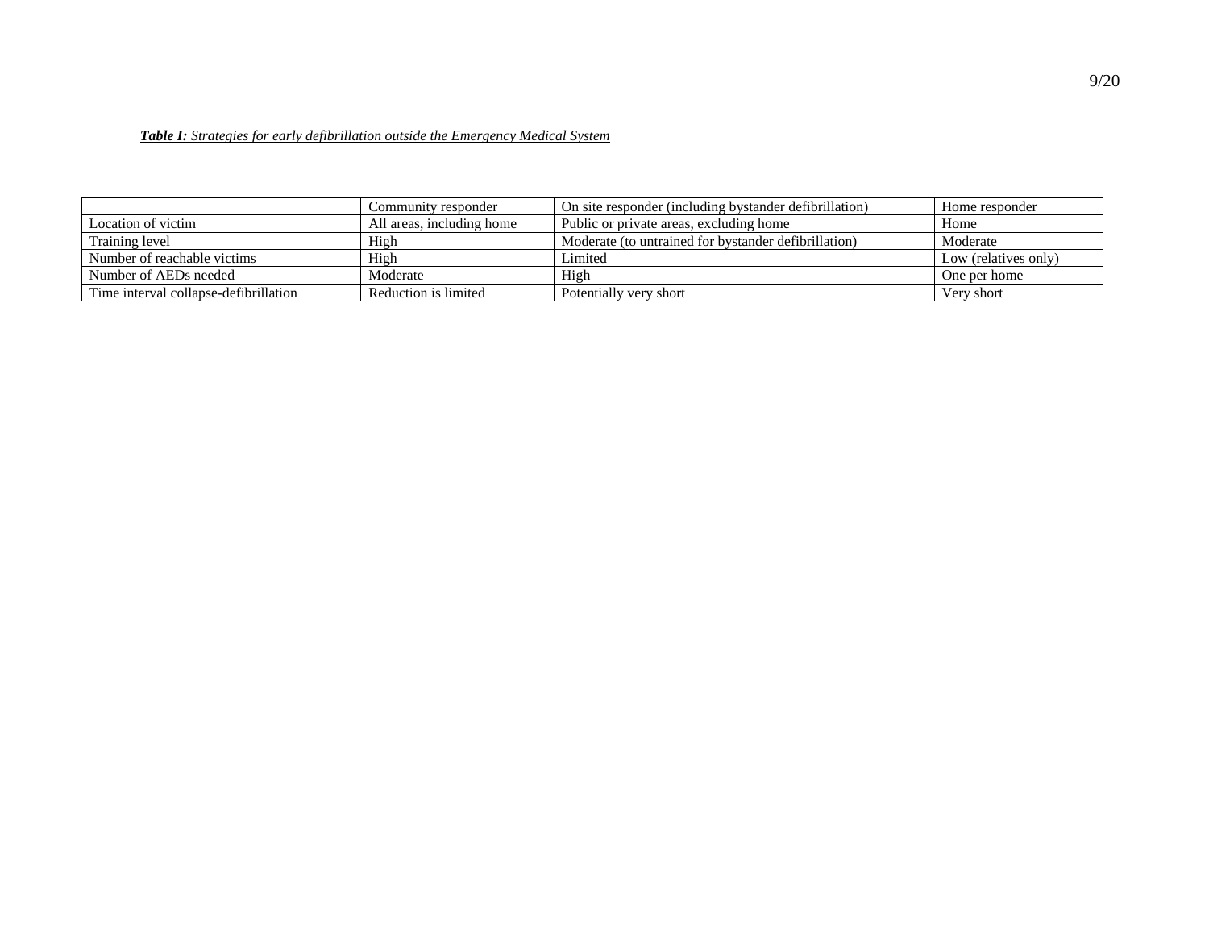***Table I:*** *Strategies for early defibrillation outside the Emergency Medical System*

| | Community responder | On site responder (including bystander defibrillation) | Home responder |
|---|---|---|---|
| Location of victim | All areas, including home | Public or private areas, excluding home | Home |
| Training level | High | Moderate (to untrained for bystander defibrillation) | Moderate |
| Number of reachable victims | High | Limited | Low (relatives only) |
| Number of AEDs needed | Moderate | High | One per home |
| Time interval collapse-defibrillation | Reduction is limited | Potentially very short | Very short |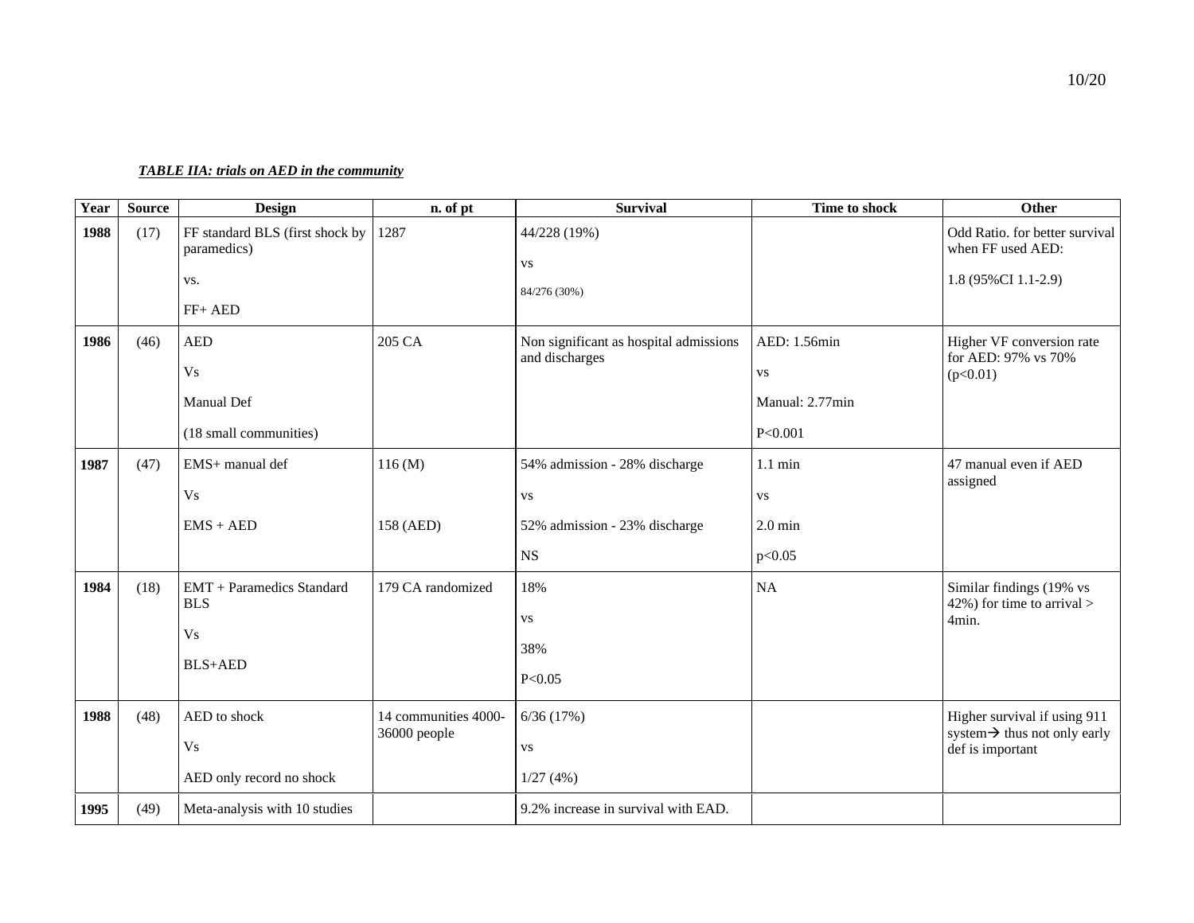***TABLE IIA: trials on AED in the community***

| Year | Source | Design | n. of pt | Survival | Time to shock | Other |
|---|---|---|---|---|---|---|
| **1988** | (17) | FF standard BLS (first shock by paramedics)<br><br>vs.<br><br>FF+ AED | 1287 | 44/228 (19%)<br><br>vs<br><br>84/276 (30%) | | Odd Ratio. for better survival when FF used AED:<br><br>1.8 (95%CI 1.1-2.9) |
| **1986** | (46) | AED<br><br>Vs<br><br>Manual Def<br><br>(18 small communities) | 205 CA | Non significant as hospital admissions and discharges | AED: 1.56min<br><br>vs<br><br>Manual: 2.77min<br><br>$P<0.001$ | Higher VF conversion rate for AED: 97% vs 70% ($p<0.01$) |
| **1987** | (47) | EMS+ manual def<br><br>Vs<br><br>EMS + AED | 116 (M)<br><br>158 (AED) | 54% admission - 28% discharge<br><br>vs<br><br>52% admission - 23% discharge<br><br>NS | 1.1 min<br><br>vs<br><br>2.0 min<br><br>$p<0.05$ | 47 manual even if AED assigned |
| **1984** | (18) | EMT + Paramedics Standard BLS<br><br>Vs<br><br>BLS+AED | 179 CA randomized | 18%<br><br>vs<br><br>38%<br><br>$P<0.05$ | NA | Similar findings (19% vs 42%) for time to arrival > 4min. |
| **1988** | (48) | AED to shock<br><br>Vs<br><br>AED only record no shock | 14 communities 4000-36000 people | 6/36 (17%)<br><br>vs<br><br>1/27 (4%) | | Higher survival if using 911 system→ thus not only early def is important |
| **1995** | (49) | Meta-analysis with 10 studies | | 9.2% increase in survival with EAD. | | |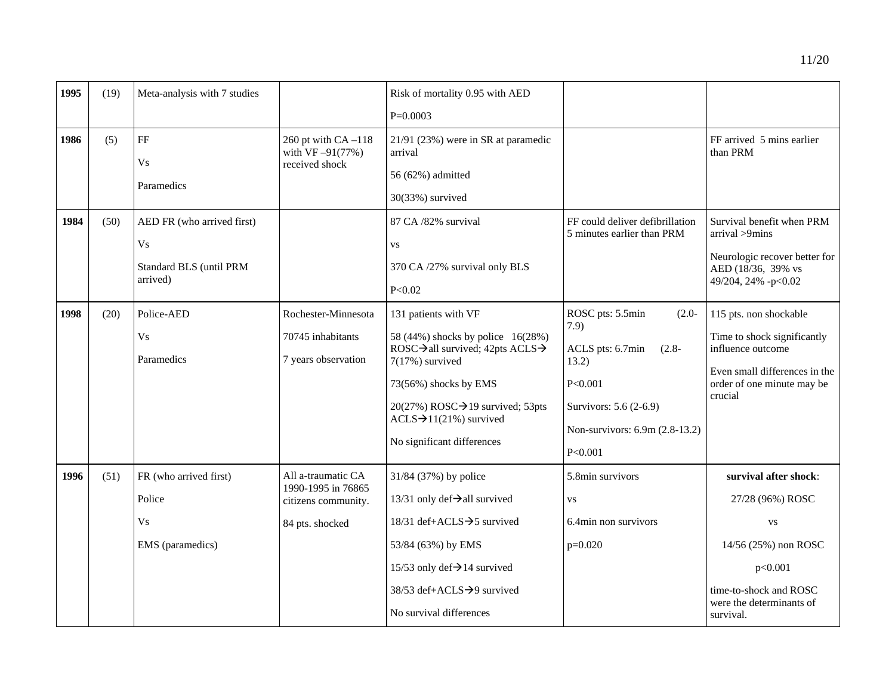| | | | | | | |
|---|---|---|---|---|---|---|
| **1995** | (19) | Meta-analysis with 7 studies | | Risk of mortality 0.95 with AED<br>P=0.0003 | | |
| **1986** | (5) | FF<br>Vs<br>Paramedics | 260 pt with CA –118 with VF –91(77%) received shock | 21/91 (23%) were in SR at paramedic arrival<br>56 (62%) admitted<br>30(33%) survived | | FF arrived 5 mins earlier than PRM |
| **1984** | (50) | AED FR (who arrived first)<br>Vs<br>Standard BLS (until PRM arrived) | | 87 CA /82% survival<br>vs<br>370 CA /27% survival only BLS<br>P<0.02 | FF could deliver defibrillation 5 minutes earlier than PRM | Survival benefit when PRM arrival >9mins<br>Neurologic recover better for AED (18/36, 39% vs 49/204, 24% -p<0.02 |
| **1998** | (20) | Police-AED<br>Vs<br>Paramedics | Rochester-Minnesota<br>70745 inhabitants<br>7 years observation | 131 patients with VF<br>58 (44%) shocks by police 16(28%) ROSC→all survived; 42pts ACLS→ 7(17%) survived<br>73(56%) shocks by EMS<br>20(27%) ROSC→19 survived; 53pts ACLS→11(21%) survived<br>No significant differences | ROSC pts: 5.5min (2.0-7.9)<br>ACLS pts: 6.7min (2.8-13.2)<br>P<0.001<br>Survivors: 5.6 (2-6.9)<br>Non-survivors: 6.9m (2.8-13.2)<br>P<0.001 | 115 pts. non shockable<br>Time to shock significantly influence outcome<br>Even small differences in the order of one minute may be crucial |
| **1996** | (51) | FR (who arrived first)<br>Police<br>Vs<br>EMS (paramedics) | All a-traumatic CA 1990-1995 in 76865 citizens community.<br>84 pts. shocked | 31/84 (37%) by police<br>13/31 only def→all survived<br>18/31 def+ACLS→5 survived<br>53/84 (63%) by EMS<br>15/53 only def→14 survived<br>38/53 def+ACLS→9 survived<br>No survival differences | 5.8min survivors<br>vs<br>6.4min non survivors<br>p=0.020 | **survival after shock**:<br>27/28 (96%) ROSC<br>vs<br>14/56 (25%) non ROSC<br>p<0.001<br>time-to-shock and ROSC were the determinants of survival. |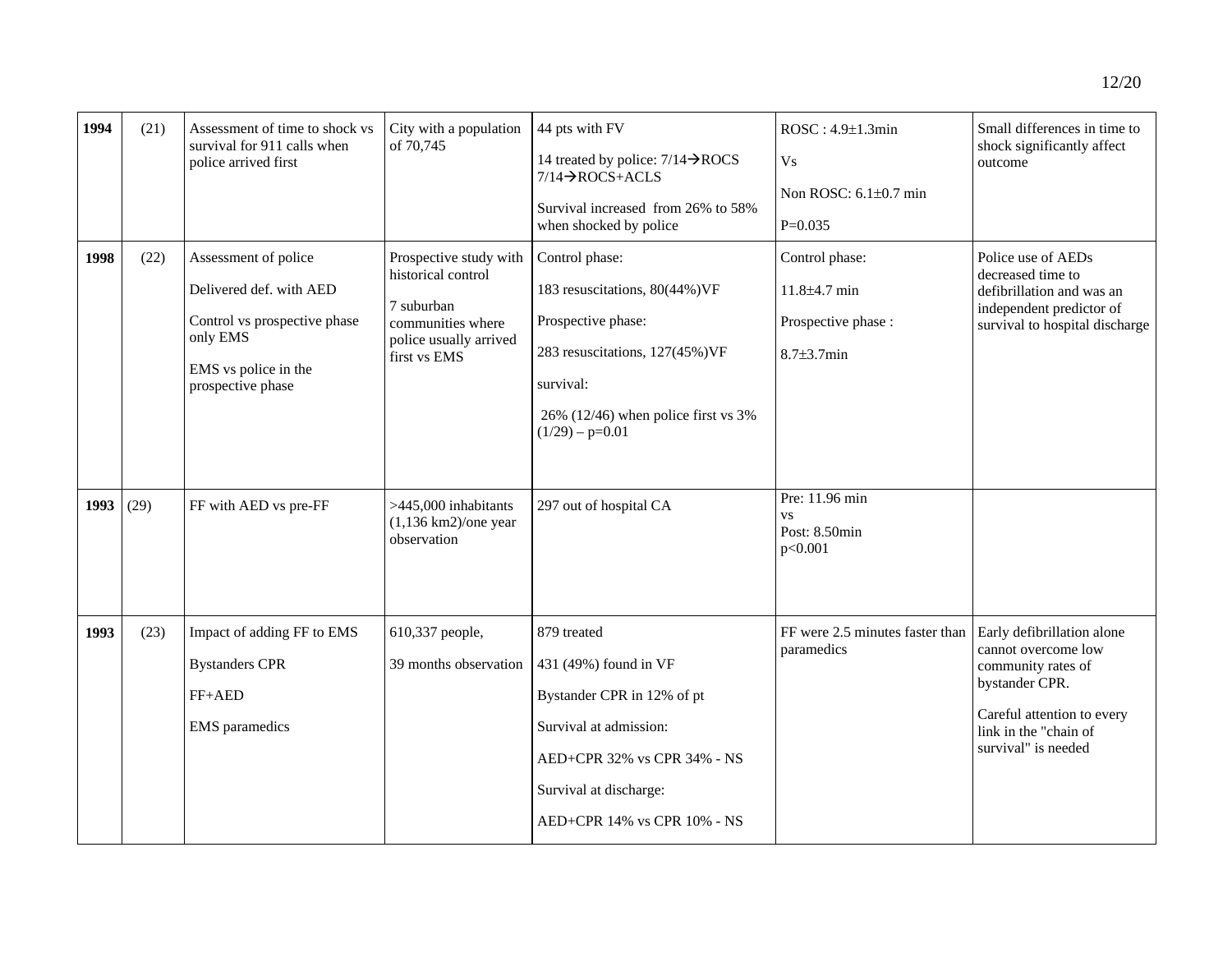| | | | | | | |
|---|---|---|---|---|---|---|
| **1994** | (21) | Assessment of time to shock vs survival for 911 calls when police arrived first | City with a population of 70,745 | 44 pts with FV<br><br>14 treated by police: 7/14→ROCS 7/14→ROCS+ACLS<br><br>Survival increased from 26% to 58% when shocked by police | ROSC : 4.9±1.3min<br><br>Vs<br><br>Non ROSC: 6.1±0.7 min<br><br>P=0.035 | Small differences in time to shock significantly affect outcome |
| **1998** | (22) | Assessment of police<br><br>Delivered def. with AED<br><br>Control vs prospective phase only EMS<br><br>EMS vs police in the prospective phase | Prospective study with historical control<br><br>7 suburban communities where police usually arrived first vs EMS | Control phase:<br><br>183 resuscitations, 80(44%)VF<br><br>Prospective phase:<br><br>283 resuscitations, 127(45%)VF<br><br>survival:<br><br>26% (12/46) when police first vs 3% (1/29) – p=0.01 | Control phase:<br><br>11.8±4.7 min<br><br>Prospective phase :<br><br>8.7±3.7min | Police use of AEDs decreased time to defibrillation and was an independent predictor of survival to hospital discharge |
| **1993** | (29) | FF with AED vs pre-FF | >445,000 inhabitants (1,136 km2)/one year observation | 297 out of hospital CA | Pre: 11.96 min<br>vs<br>Post: 8.50min<br>p<0.001 | |
| **1993** | (23) | Impact of adding FF to EMS<br><br>Bystanders CPR<br><br>FF+AED<br><br>EMS paramedics | 610,337 people,<br><br>39 months observation | 879 treated<br><br>431 (49%) found in VF<br><br>Bystander CPR in 12% of pt<br><br>Survival at admission:<br><br>AED+CPR 32% vs CPR 34% - NS<br><br>Survival at discharge:<br><br>AED+CPR 14% vs CPR 10% - NS | FF were 2.5 minutes faster than paramedics | Early defibrillation alone cannot overcome low community rates of bystander CPR.<br><br>Careful attention to every link in the "chain of survival" is needed |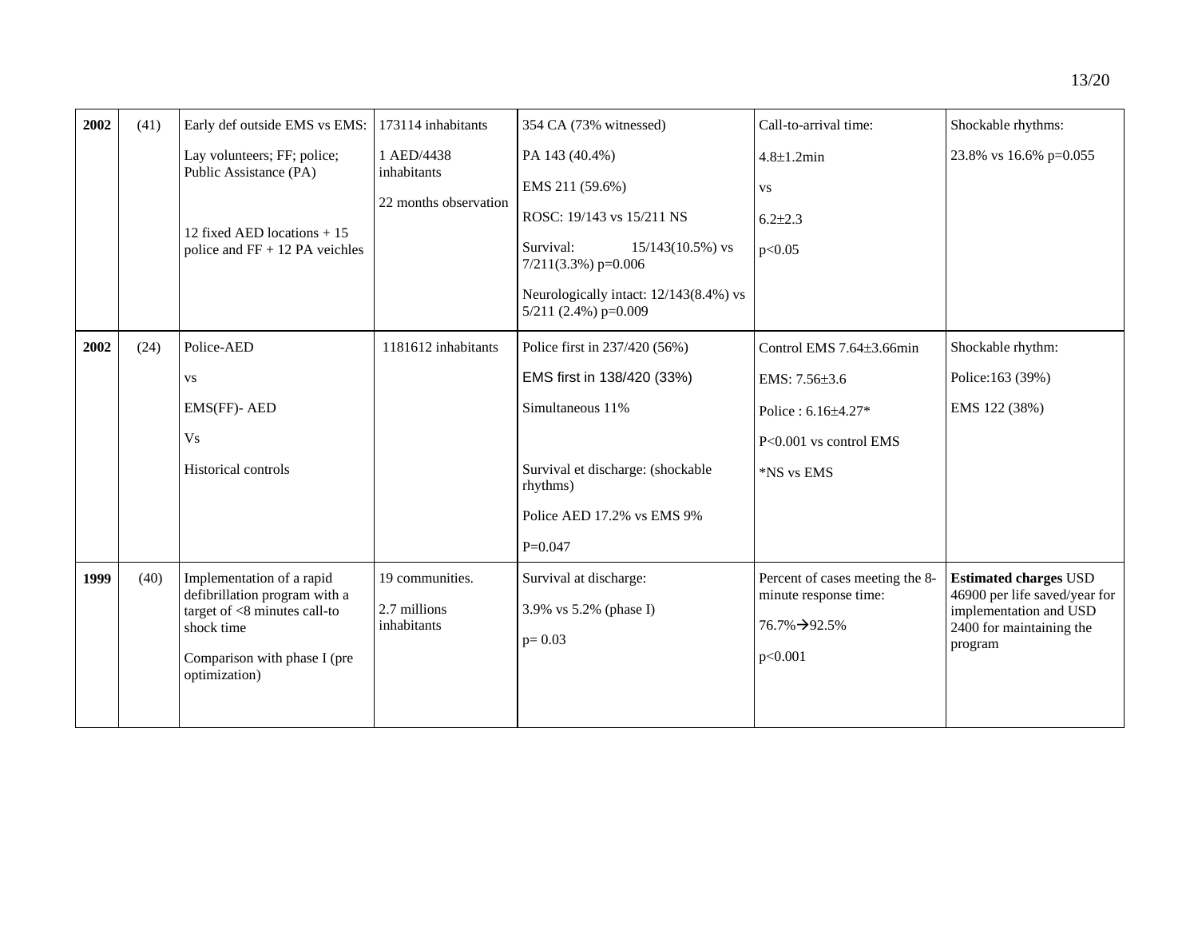| | | | | | | |
|---|---|---|---|---|---|---|
| **2002** | (41) | Early def outside EMS vs EMS:<br>Lay volunteers; FF; police; Public Assistance (PA)<br><br>12 fixed AED locations + 15 police and FF + 12 PA veichles | 173114 inhabitants<br>1 AED/4438 inhabitants<br>22 months observation | 354 CA (73% witnessed)<br>PA 143 (40.4%)<br>EMS 211 (59.6%)<br>ROSC: 19/143 vs 15/211 NS<br>Survival: 15/143(10.5%) vs 7/211(3.3%) p=0.006<br>Neurologically intact: 12/143(8.4%) vs 5/211 (2.4%) p=0.009 | Call-to-arrival time:<br>4.8±1.2min<br>vs<br>6.2±2.3<br>p<0.05 | Shockable rhythms:<br>23.8% vs 16.6% p=0.055 |
| **2002** | (24) | Police-AED<br>vs<br>EMS(FF)- AED<br>Vs<br>Historical controls | 1181612 inhabitants | Police first in 237/420 (56%)<br>EMS first in 138/420 (33%)<br>Simultaneous 11%<br><br>Survival et discharge: (shockable rhythms)<br>Police AED 17.2% vs EMS 9%<br>P=0.047 | Control EMS 7.64±3.66min<br>EMS: 7.56±3.6<br>Police : 6.16±4.27*<br>P<0.001 vs control EMS<br>*NS vs EMS | Shockable rhythm:<br>Police:163 (39%)<br>EMS 122 (38%) |
| **1999** | (40) | Implementation of a rapid defibrillation program with a target of <8 minutes call-to shock time<br>Comparison with phase I (pre optimization) | 19 communities.<br>2.7 millions inhabitants | Survival at discharge:<br>3.9% vs 5.2% (phase I)<br>p= 0.03 | Percent of cases meeting the 8-minute response time:<br>76.7%→92.5%<br>p<0.001 | **Estimated charges** USD 46900 per life saved/year for implementation and USD 2400 for maintaining the program |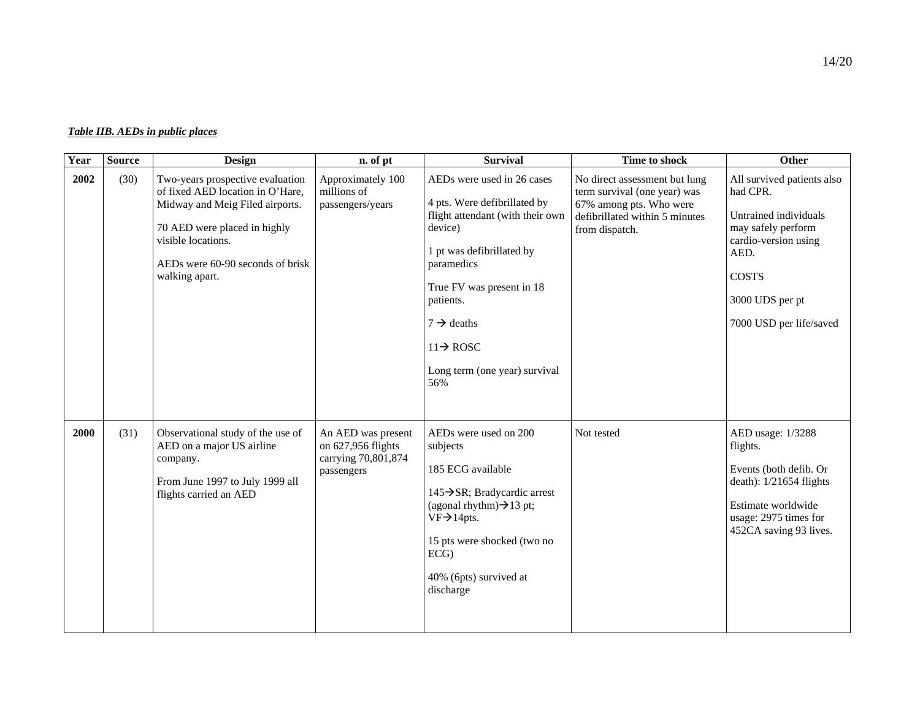***Table IIB. AEDs in public places***

| Year | Source | Design | n. of pt | Survival | Time to shock | Other |
|---|---|---|---|---|---|---|
| **2002** | (30) | Two-years prospective evaluation of fixed AED location in O'Hare, Midway and Meig Filed airports.<br><br>70 AED were placed in highly visible locations.<br><br>AEDs were 60-90 seconds of brisk walking apart. | Approximately 100 millions of passengers/years | AEDs were used in 26 cases<br><br>4 pts. Were defibrillated by flight attendant (with their own device)<br><br>1 pt was defibrillated by paramedics<br><br>True FV was present in 18 patients.<br><br>7 → deaths<br><br>11→ ROSC<br><br>Long term (one year) survival 56% | No direct assessment but lung term survival (one year) was 67% among pts. Who were defibrillated within 5 minutes from dispatch. | All survived patients also had CPR.<br><br>Untrained individuals may safely perform cardio-version using AED.<br><br>COSTS<br><br>3000 UDS per pt<br><br>7000 USD per life/saved |
| **2000** | (31) | Observational study of the use of AED on a major US airline company.<br><br>From June 1997 to July 1999 all flights carried an AED | An AED was present on 627,956 flights carrying 70,801,874 passengers | AEDs were used on 200 subjects<br><br>185 ECG available<br><br>145→SR; Bradycardic arrest (agonal rhythm)→13 pt; VF→14pts.<br><br>15 pts were shocked (two no ECG)<br><br>40% (6pts) survived at discharge | Not tested | AED usage: 1/3288 flights.<br><br>Events (both defib. Or death): 1/21654 flights<br><br>Estimate worldwide usage: 2975 times for 452CA saving 93 lives. |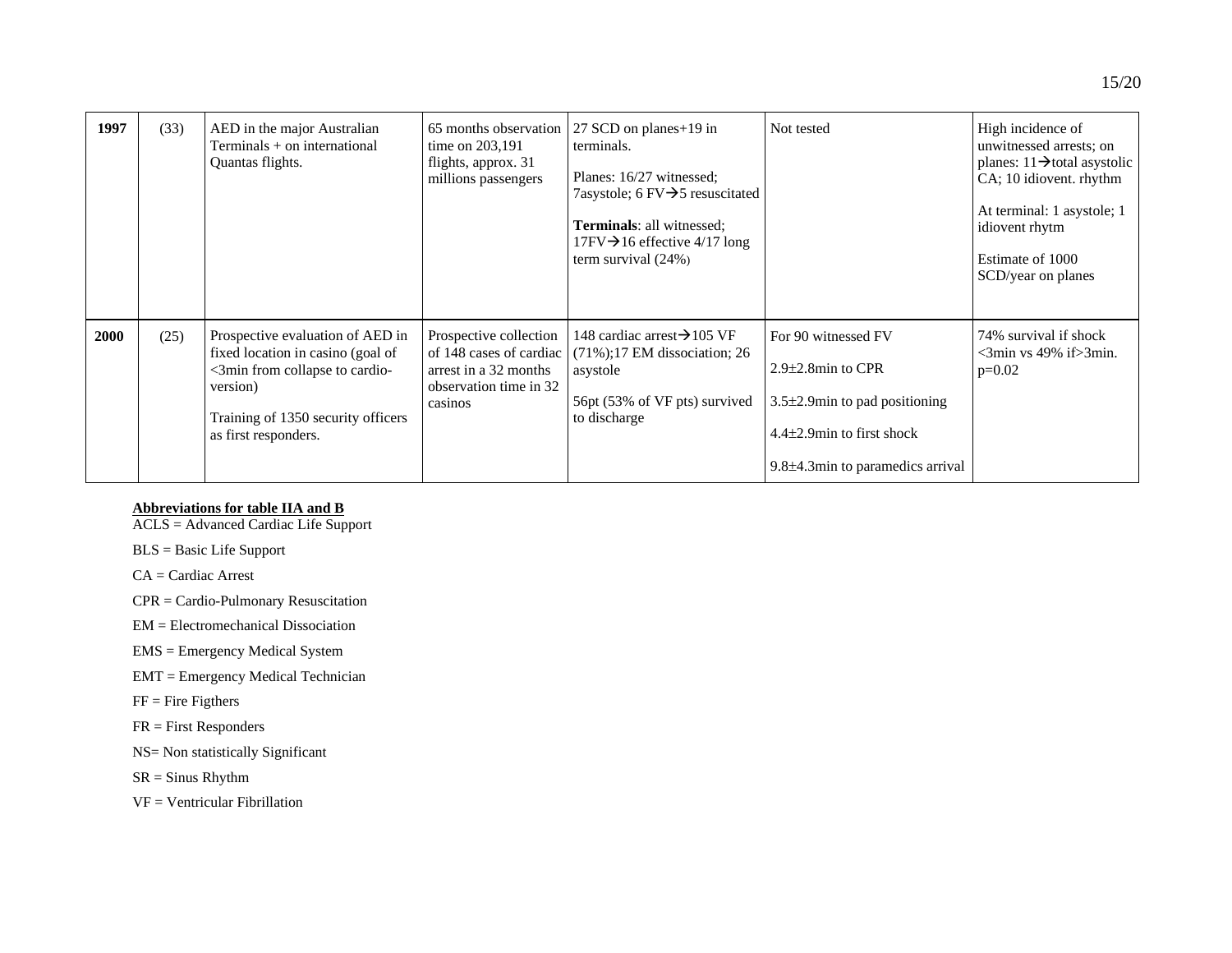| 1997 | (33) | AED in the major Australian Terminals + on international Quantas flights. | 65 months observation time on 203,191 flights, approx. 31 millions passengers | 27 SCD on planes+19 in terminals.<br><br>Planes: 16/27 witnessed; 7asystole; 6 FV→5 resuscitated<br><br>**Terminals**: all witnessed; 17FV→16 effective 4/17 long term survival (24%) | Not tested | High incidence of unwitnessed arrests; on planes: 11→total asystolic CA; 10 idiovent. rhythm<br><br>At terminal: 1 asystole; 1 idiovent rhytm<br><br>Estimate of 1000 SCD/year on planes |
|---|---|---|---|---|---|---|
| **2000** | (25) | Prospective evaluation of AED in fixed location in casino (goal of <3min from collapse to cardio-version)<br><br>Training of 1350 security officers as first responders. | Prospective collection of 148 cases of cardiac arrest in a 32 months observation time in 32 casinos | 148 cardiac arrest→105 VF (71%);17 EM dissociation; 26 asystole<br><br>56pt (53% of VF pts) survived to discharge | For 90 witnessed FV<br><br>2.9±2.8min to CPR<br><br>3.5±2.9min to pad positioning<br><br>4.4±2.9min to first shock<br><br>9.8±4.3min to paramedics arrival | 74% survival if shock <3min vs 49% if>3min. p=0.02 |

<u>**Abbreviations for table IIA and B**</u>

ACLS = Advanced Cardiac Life Support

BLS = Basic Life Support

CA = Cardiac Arrest

CPR = Cardio-Pulmonary Resuscitation

EM = Electromechanical Dissociation

EMS = Emergency Medical System

EMT = Emergency Medical Technician

FF = Fire Figthers

FR = First Responders

NS= Non statistically Significant

SR = Sinus Rhythm

VF = Ventricular Fibrillation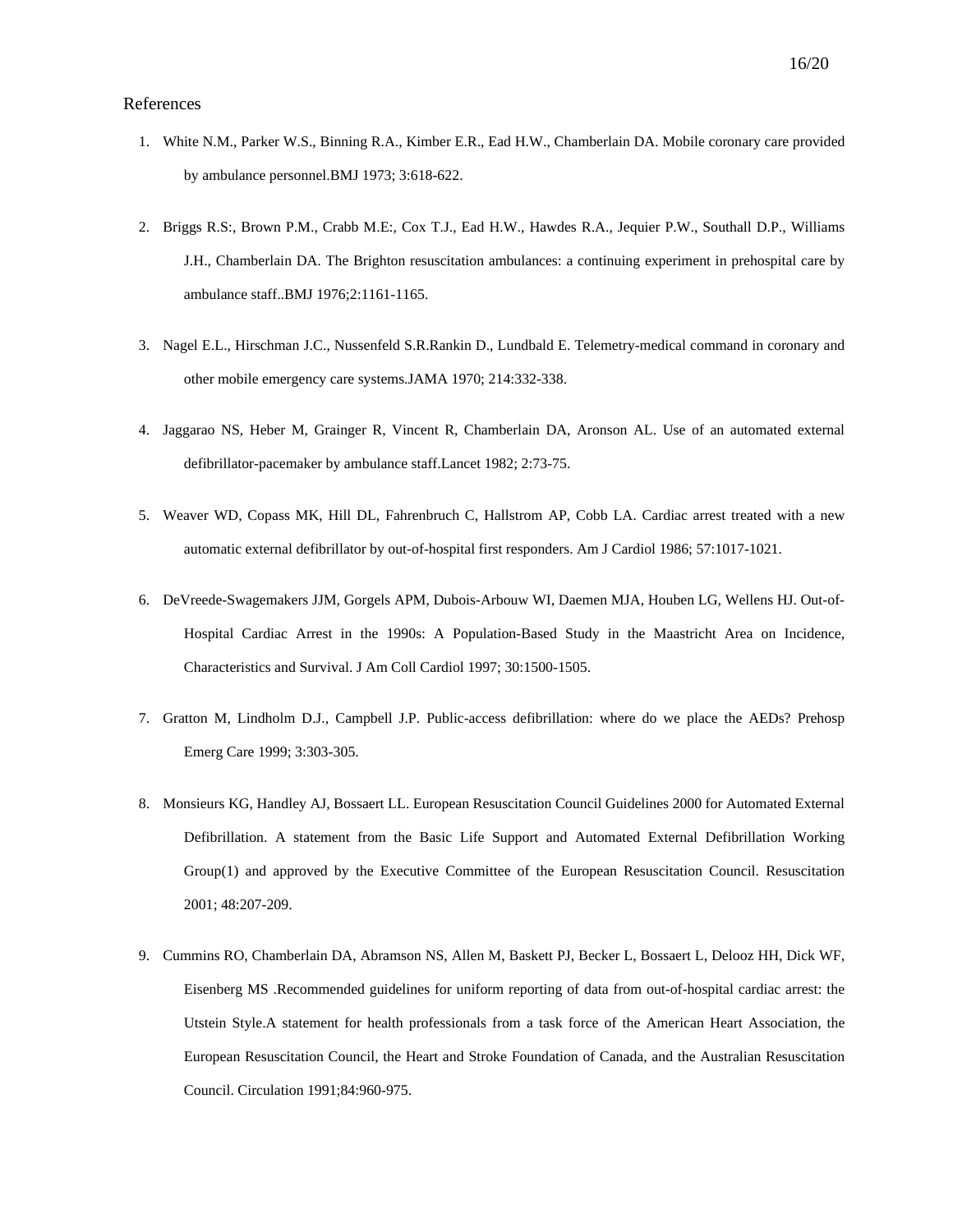## References

1. White N.M., Parker W.S., Binning R.A., Kimber E.R., Ead H.W., Chamberlain DA. Mobile coronary care provided by ambulance personnel.BMJ 1973; 3:618-622.

2. Briggs R.S:, Brown P.M., Crabb M.E:, Cox T.J., Ead H.W., Hawdes R.A., Jequier P.W., Southall D.P., Williams J.H., Chamberlain DA. The Brighton resuscitation ambulances: a continuing experiment in prehospital care by ambulance staff..BMJ 1976;2:1161-1165.

3. Nagel E.L., Hirschman J.C., Nussenfeld S.R.Rankin D., Lundbald E. Telemetry-medical command in coronary and other mobile emergency care systems.JAMA 1970; 214:332-338.

4. Jaggarao NS, Heber M, Grainger R, Vincent R, Chamberlain DA, Aronson AL. Use of an automated external defibrillator-pacemaker by ambulance staff.Lancet 1982; 2:73-75.

5. Weaver WD, Copass MK, Hill DL, Fahrenbruch C, Hallstrom AP, Cobb LA. Cardiac arrest treated with a new automatic external defibrillator by out-of-hospital first responders. Am J Cardiol 1986; 57:1017-1021.

6. DeVreede-Swagemakers JJM, Gorgels APM, Dubois-Arbouw WI, Daemen MJA, Houben LG, Wellens HJ. Out-of-Hospital Cardiac Arrest in the 1990s: A Population-Based Study in the Maastricht Area on Incidence, Characteristics and Survival. J Am Coll Cardiol 1997; 30:1500-1505.

7. Gratton M, Lindholm D.J., Campbell J.P. Public-access defibrillation: where do we place the AEDs? Prehosp Emerg Care 1999; 3:303-305.

8. Monsieurs KG, Handley AJ, Bossaert LL. European Resuscitation Council Guidelines 2000 for Automated External Defibrillation. A statement from the Basic Life Support and Automated External Defibrillation Working Group(1) and approved by the Executive Committee of the European Resuscitation Council. Resuscitation 2001; 48:207-209.

9. Cummins RO, Chamberlain DA, Abramson NS, Allen M, Baskett PJ, Becker L, Bossaert L, Delooz HH, Dick WF, Eisenberg MS .Recommended guidelines for uniform reporting of data from out-of-hospital cardiac arrest: the Utstein Style.A statement for health professionals from a task force of the American Heart Association, the European Resuscitation Council, the Heart and Stroke Foundation of Canada, and the Australian Resuscitation Council. Circulation 1991;84:960-975.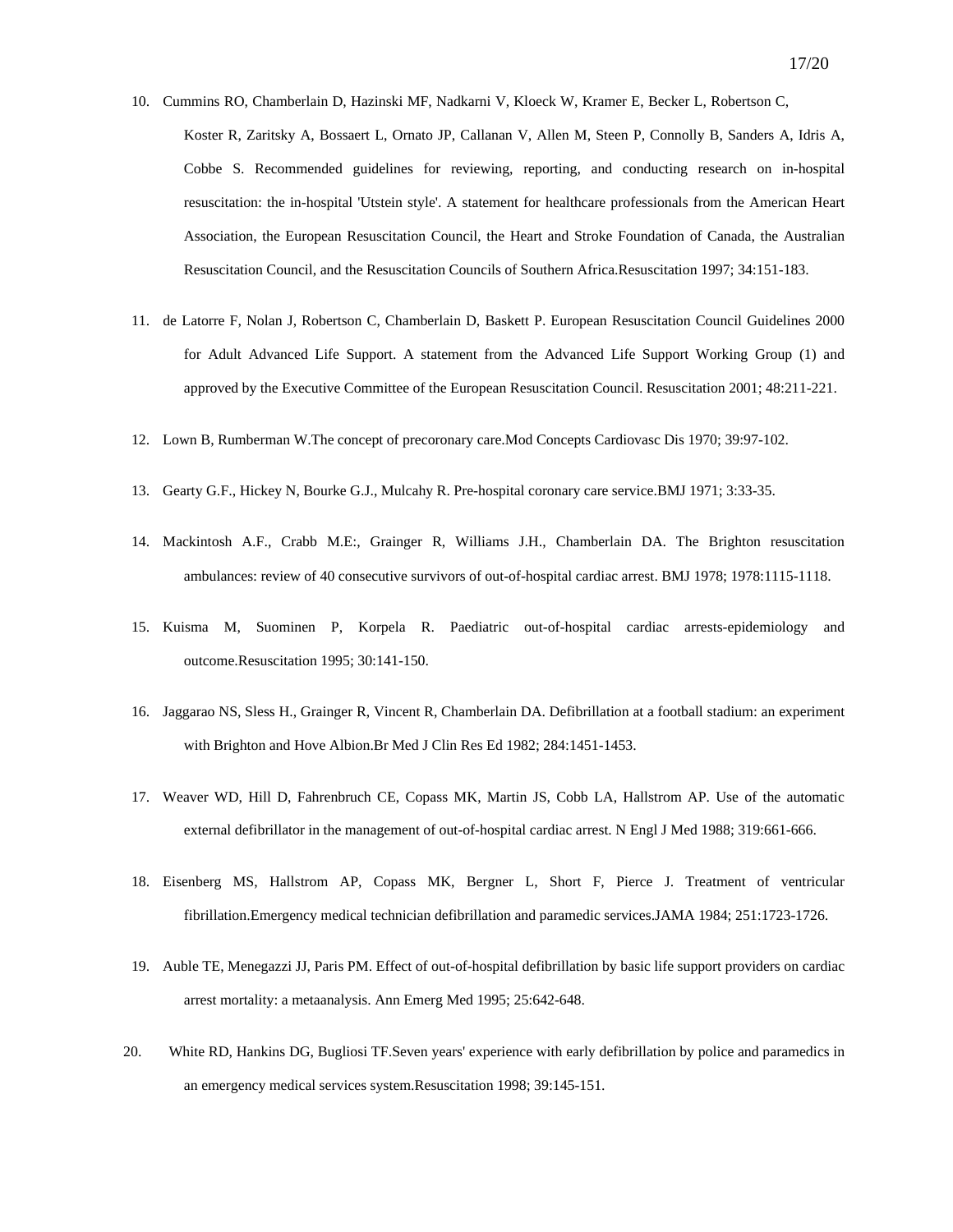10. Cummins RO, Chamberlain D, Hazinski MF, Nadkarni V, Kloeck W, Kramer E, Becker L, Robertson C, Koster R, Zaritsky A, Bossaert L, Ornato JP, Callanan V, Allen M, Steen P, Connolly B, Sanders A, Idris A, Cobbe S. Recommended guidelines for reviewing, reporting, and conducting research on in-hospital resuscitation: the in-hospital 'Utstein style'. A statement for healthcare professionals from the American Heart Association, the European Resuscitation Council, the Heart and Stroke Foundation of Canada, the Australian Resuscitation Council, and the Resuscitation Councils of Southern Africa.Resuscitation 1997; 34:151-183.

11. de Latorre F, Nolan J, Robertson C, Chamberlain D, Baskett P. European Resuscitation Council Guidelines 2000 for Adult Advanced Life Support. A statement from the Advanced Life Support Working Group (1) and approved by the Executive Committee of the European Resuscitation Council. Resuscitation 2001; 48:211-221.

12. Lown B, Rumberman W.The concept of precoronary care.Mod Concepts Cardiovasc Dis 1970; 39:97-102.

13. Gearty G.F., Hickey N, Bourke G.J., Mulcahy R. Pre-hospital coronary care service.BMJ 1971; 3:33-35.

14. Mackintosh A.F., Crabb M.E:, Grainger R, Williams J.H., Chamberlain DA. The Brighton resuscitation ambulances: review of 40 consecutive survivors of out-of-hospital cardiac arrest. BMJ 1978; 1978:1115-1118.

15. Kuisma M, Suominen P, Korpela R. Paediatric out-of-hospital cardiac arrests-epidemiology and outcome.Resuscitation 1995; 30:141-150.

16. Jaggarao NS, Sless H., Grainger R, Vincent R, Chamberlain DA. Defibrillation at a football stadium: an experiment with Brighton and Hove Albion.Br Med J Clin Res Ed 1982; 284:1451-1453.

17. Weaver WD, Hill D, Fahrenbruch CE, Copass MK, Martin JS, Cobb LA, Hallstrom AP. Use of the automatic external defibrillator in the management of out-of-hospital cardiac arrest. N Engl J Med 1988; 319:661-666.

18. Eisenberg MS, Hallstrom AP, Copass MK, Bergner L, Short F, Pierce J. Treatment of ventricular fibrillation.Emergency medical technician defibrillation and paramedic services.JAMA 1984; 251:1723-1726.

19. Auble TE, Menegazzi JJ, Paris PM. Effect of out-of-hospital defibrillation by basic life support providers on cardiac arrest mortality: a metaanalysis. Ann Emerg Med 1995; 25:642-648.

20. White RD, Hankins DG, Bugliosi TF.Seven years' experience with early defibrillation by police and paramedics in an emergency medical services system.Resuscitation 1998; 39:145-151.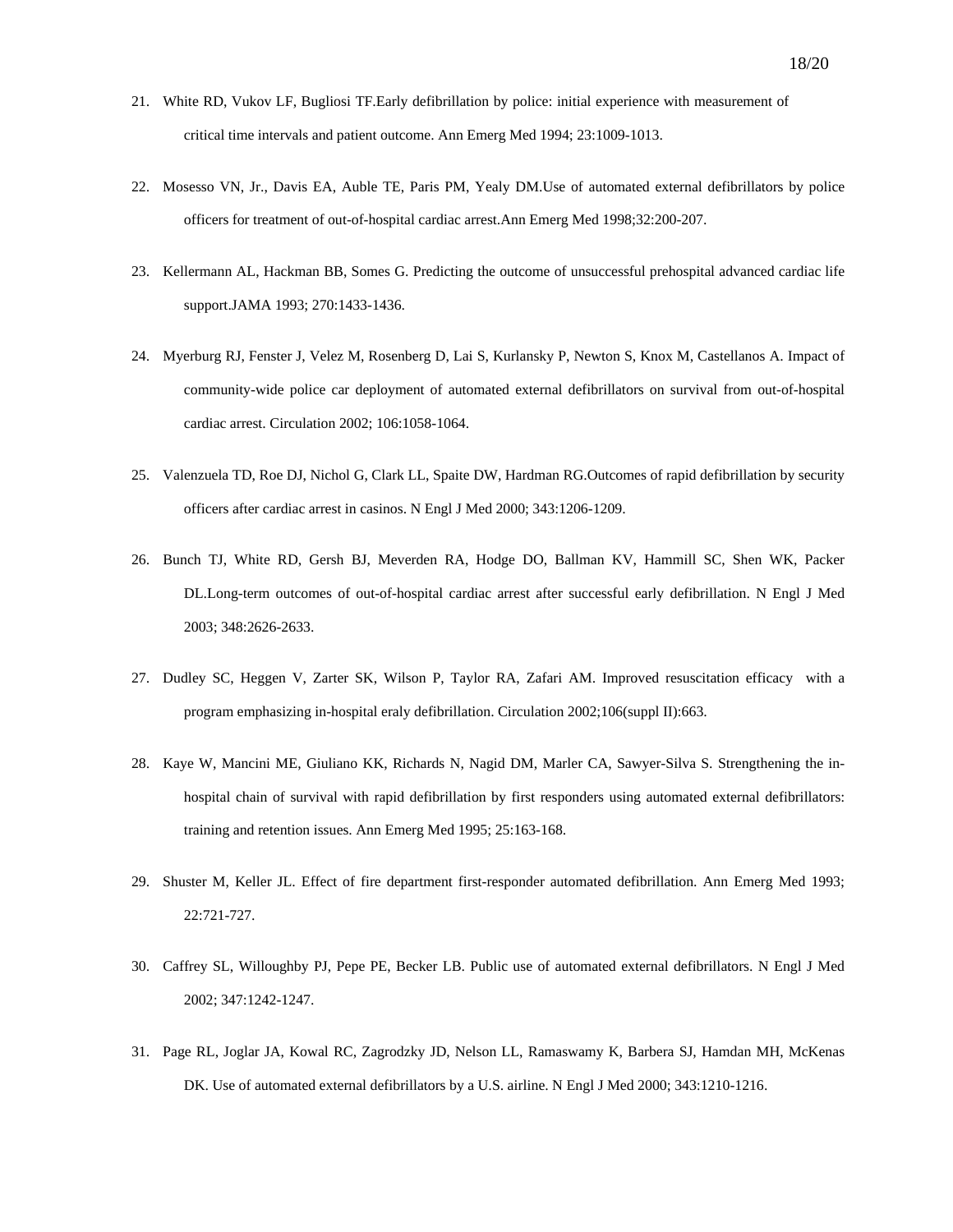21. White RD, Vukov LF, Bugliosi TF.Early defibrillation by police: initial experience with measurement of critical time intervals and patient outcome. Ann Emerg Med 1994; 23:1009-1013.

22. Mosesso VN, Jr., Davis EA, Auble TE, Paris PM, Yealy DM.Use of automated external defibrillators by police officers for treatment of out-of-hospital cardiac arrest.Ann Emerg Med 1998;32:200-207.

23. Kellermann AL, Hackman BB, Somes G. Predicting the outcome of unsuccessful prehospital advanced cardiac life support.JAMA 1993; 270:1433-1436.

24. Myerburg RJ, Fenster J, Velez M, Rosenberg D, Lai S, Kurlansky P, Newton S, Knox M, Castellanos A. Impact of community-wide police car deployment of automated external defibrillators on survival from out-of-hospital cardiac arrest. Circulation 2002; 106:1058-1064.

25. Valenzuela TD, Roe DJ, Nichol G, Clark LL, Spaite DW, Hardman RG.Outcomes of rapid defibrillation by security officers after cardiac arrest in casinos. N Engl J Med 2000; 343:1206-1209.

26. Bunch TJ, White RD, Gersh BJ, Meverden RA, Hodge DO, Ballman KV, Hammill SC, Shen WK, Packer DL.Long-term outcomes of out-of-hospital cardiac arrest after successful early defibrillation. N Engl J Med 2003; 348:2626-2633.

27. Dudley SC, Heggen V, Zarter SK, Wilson P, Taylor RA, Zafari AM. Improved resuscitation efficacy with a program emphasizing in-hospital eraly defibrillation. Circulation 2002;106(suppl II):663.

28. Kaye W, Mancini ME, Giuliano KK, Richards N, Nagid DM, Marler CA, Sawyer-Silva S. Strengthening the in-hospital chain of survival with rapid defibrillation by first responders using automated external defibrillators: training and retention issues. Ann Emerg Med 1995; 25:163-168.

29. Shuster M, Keller JL. Effect of fire department first-responder automated defibrillation. Ann Emerg Med 1993; 22:721-727.

30. Caffrey SL, Willoughby PJ, Pepe PE, Becker LB. Public use of automated external defibrillators. N Engl J Med 2002; 347:1242-1247.

31. Page RL, Joglar JA, Kowal RC, Zagrodzky JD, Nelson LL, Ramaswamy K, Barbera SJ, Hamdan MH, McKenas DK. Use of automated external defibrillators by a U.S. airline. N Engl J Med 2000; 343:1210-1216.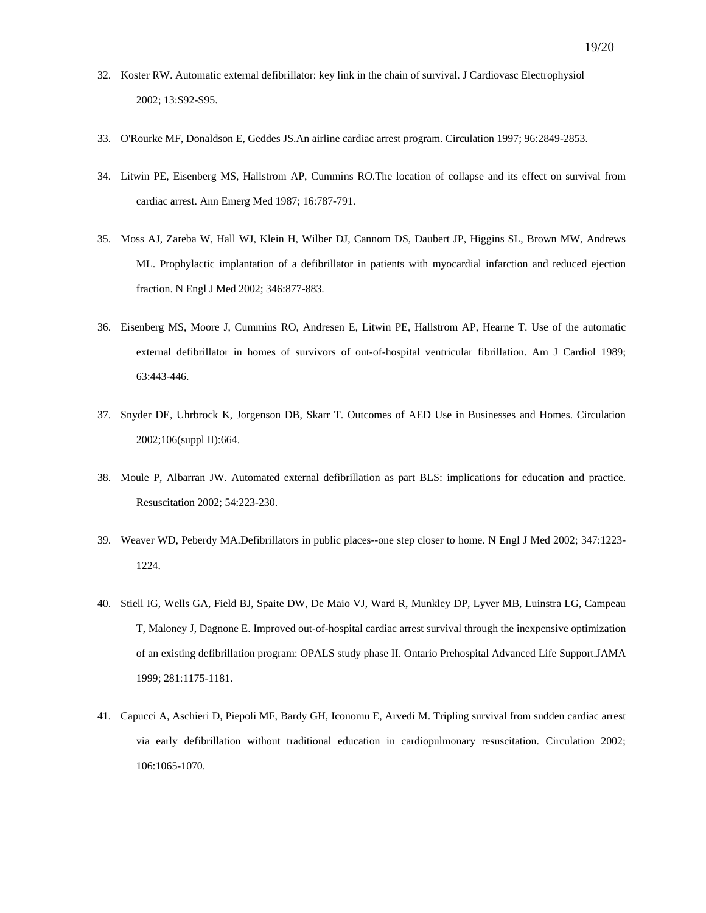32. Koster RW. Automatic external defibrillator: key link in the chain of survival. J Cardiovasc Electrophysiol 2002; 13:S92-S95.

33. O'Rourke MF, Donaldson E, Geddes JS.An airline cardiac arrest program. Circulation 1997; 96:2849-2853.

34. Litwin PE, Eisenberg MS, Hallstrom AP, Cummins RO.The location of collapse and its effect on survival from cardiac arrest. Ann Emerg Med 1987; 16:787-791.

35. Moss AJ, Zareba W, Hall WJ, Klein H, Wilber DJ, Cannom DS, Daubert JP, Higgins SL, Brown MW, Andrews ML. Prophylactic implantation of a defibrillator in patients with myocardial infarction and reduced ejection fraction. N Engl J Med 2002; 346:877-883.

36. Eisenberg MS, Moore J, Cummins RO, Andresen E, Litwin PE, Hallstrom AP, Hearne T. Use of the automatic external defibrillator in homes of survivors of out-of-hospital ventricular fibrillation. Am J Cardiol 1989; 63:443-446.

37. Snyder DE, Uhrbrock K, Jorgenson DB, Skarr T. Outcomes of AED Use in Businesses and Homes. Circulation 2002;106(suppl II):664.

38. Moule P, Albarran JW. Automated external defibrillation as part BLS: implications for education and practice. Resuscitation 2002; 54:223-230.

39. Weaver WD, Peberdy MA.Defibrillators in public places--one step closer to home. N Engl J Med 2002; 347:1223-1224.

40. Stiell IG, Wells GA, Field BJ, Spaite DW, De Maio VJ, Ward R, Munkley DP, Lyver MB, Luinstra LG, Campeau T, Maloney J, Dagnone E. Improved out-of-hospital cardiac arrest survival through the inexpensive optimization of an existing defibrillation program: OPALS study phase II. Ontario Prehospital Advanced Life Support.JAMA 1999; 281:1175-1181.

41. Capucci A, Aschieri D, Piepoli MF, Bardy GH, Iconomu E, Arvedi M. Tripling survival from sudden cardiac arrest via early defibrillation without traditional education in cardiopulmonary resuscitation. Circulation 2002; 106:1065-1070.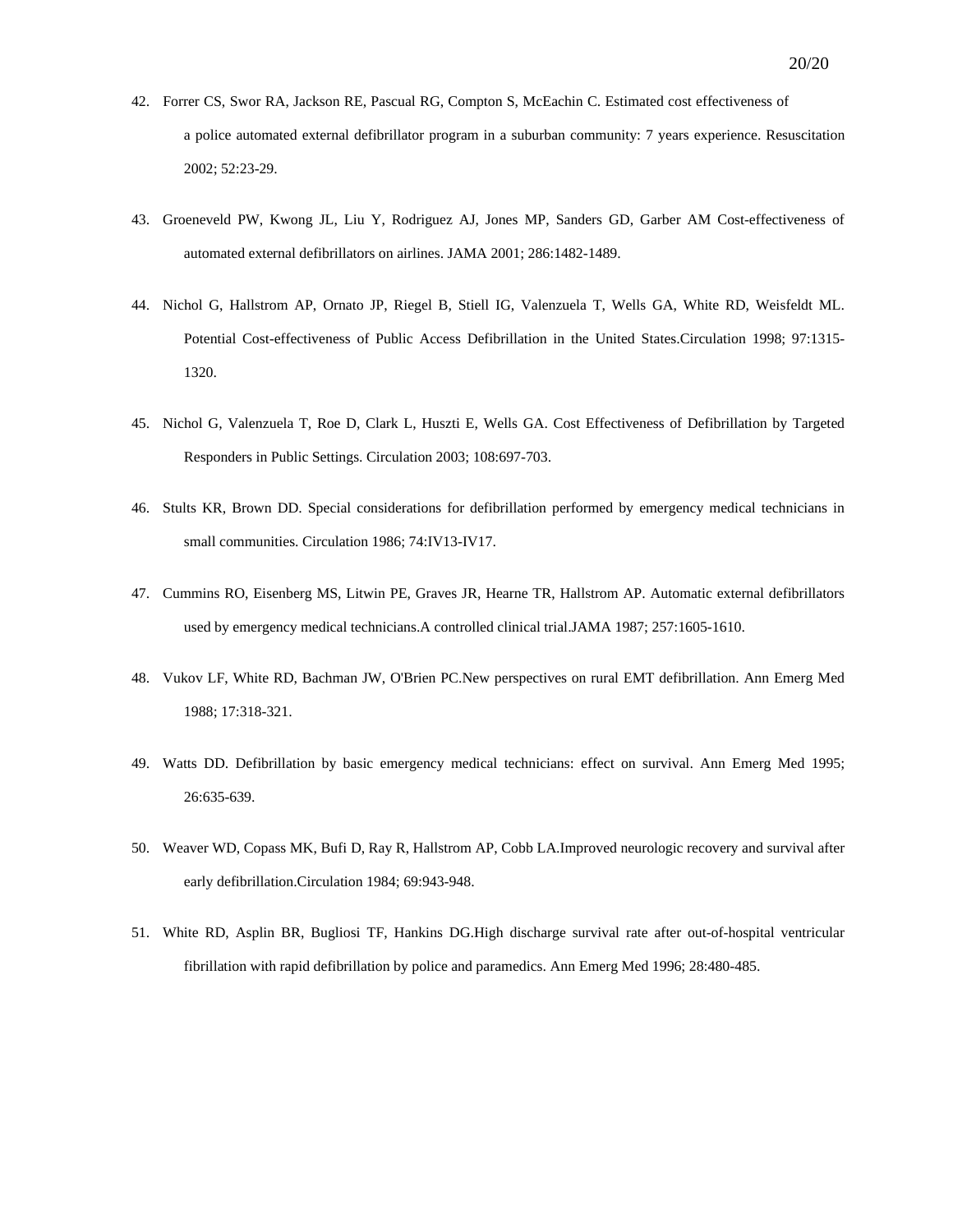42. Forrer CS, Swor RA, Jackson RE, Pascual RG, Compton S, McEachin C. Estimated cost effectiveness of a police automated external defibrillator program in a suburban community: 7 years experience. Resuscitation 2002; 52:23-29.

43. Groeneveld PW, Kwong JL, Liu Y, Rodriguez AJ, Jones MP, Sanders GD, Garber AM Cost-effectiveness of automated external defibrillators on airlines. JAMA 2001; 286:1482-1489.

44. Nichol G, Hallstrom AP, Ornato JP, Riegel B, Stiell IG, Valenzuela T, Wells GA, White RD, Weisfeldt ML. Potential Cost-effectiveness of Public Access Defibrillation in the United States.Circulation 1998; 97:1315-1320.

45. Nichol G, Valenzuela T, Roe D, Clark L, Huszti E, Wells GA. Cost Effectiveness of Defibrillation by Targeted Responders in Public Settings. Circulation 2003; 108:697-703.

46. Stults KR, Brown DD. Special considerations for defibrillation performed by emergency medical technicians in small communities. Circulation 1986; 74:IV13-IV17.

47. Cummins RO, Eisenberg MS, Litwin PE, Graves JR, Hearne TR, Hallstrom AP. Automatic external defibrillators used by emergency medical technicians.A controlled clinical trial.JAMA 1987; 257:1605-1610.

48. Vukov LF, White RD, Bachman JW, O'Brien PC.New perspectives on rural EMT defibrillation. Ann Emerg Med 1988; 17:318-321.

49. Watts DD. Defibrillation by basic emergency medical technicians: effect on survival. Ann Emerg Med 1995; 26:635-639.

50. Weaver WD, Copass MK, Bufi D, Ray R, Hallstrom AP, Cobb LA.Improved neurologic recovery and survival after early defibrillation.Circulation 1984; 69:943-948.

51. White RD, Asplin BR, Bugliosi TF, Hankins DG.High discharge survival rate after out-of-hospital ventricular fibrillation with rapid defibrillation by police and paramedics. Ann Emerg Med 1996; 28:480-485.